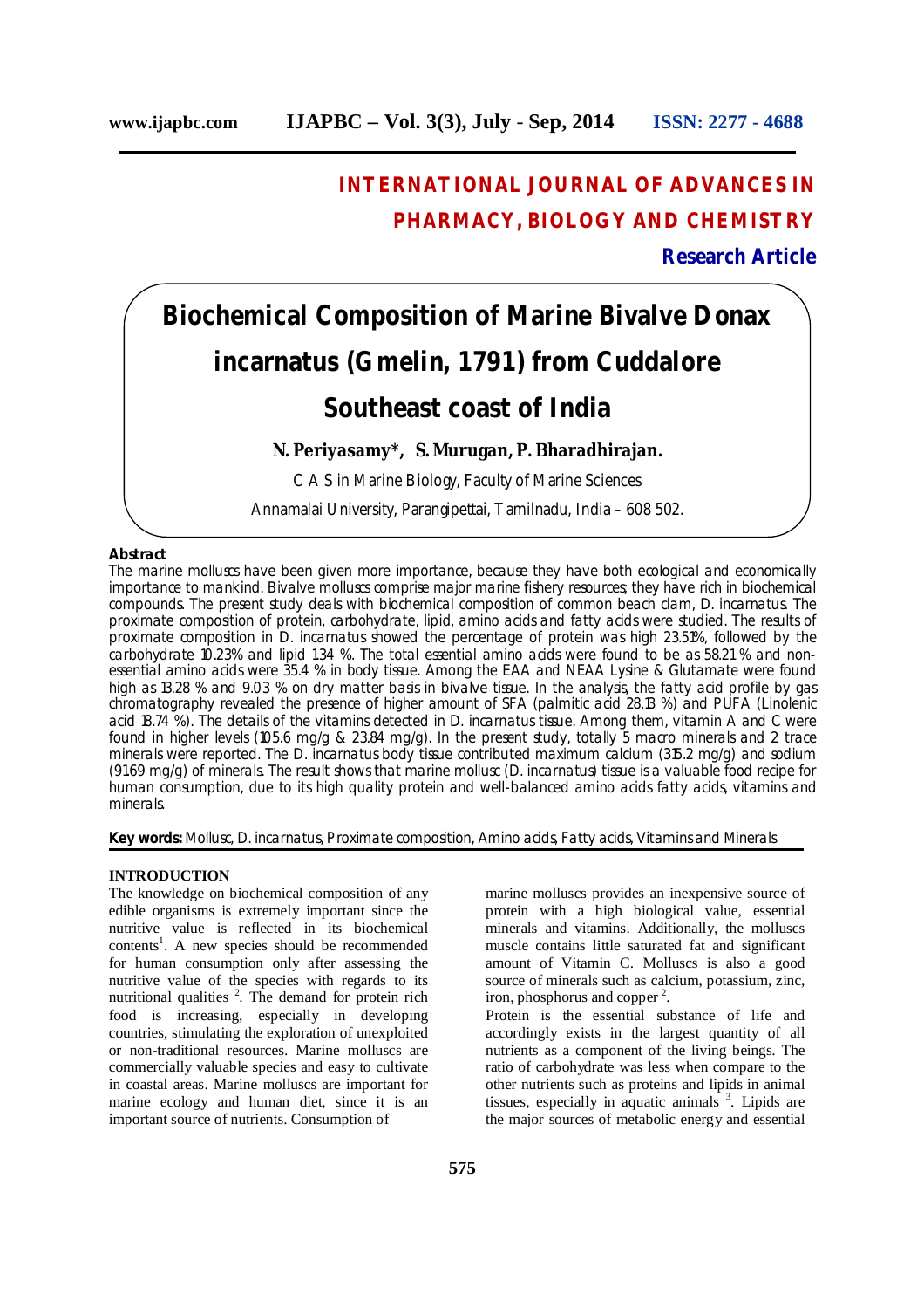# INTERNATIONAL JOURNAL OF ADVANCES IN PHARMACY, BIOLOGY AND CHEMISTRY

**Research Article**

# Biochemical Composition of Marine Bivalve Donax incarnatus (Gmelin, 1791) from Cuddalore Southeast coast of India

**N. Periyasamy*, S. Murugan, P. Bharadhirajan.**

C A S in Marine Biology, Faculty of Marine Sciences

Annamalai University, Parangipettai, Tamilnadu, India – 608 502.

**Abstract**

The marine molluscs have been given more importance, because they have both ecological and economically importance to mankind. Bivalve molluscs comprise major marine fishery resources; they have rich in biochemical compounds. The present study deals with biochemical composition of common beach clam, *D. incarnatus*. The proximate composition of protein, carbohydrate, lipid, amino acids and fatty acids were studied. The results of proximate composition in *D. incarnatus* showed the percentage of protein was high 23.51%, followed by the carbohydrate 10.23% and lipid 1.34 %. The total essential amino acids were found to be as 58.21 % and non-essential amino acids were 35.4 % in body tissue. Among the EAA and NEAA Lysine & Glutamate were found high as 13.28 % and 9.03 % on dry matter basis in bivalve tissue. In the analysis, the fatty acid profile by gas chromatography revealed the presence of higher amount of SFA (palmitic acid 28.13 %) and PUFA (Linolenic acid 18.74 %). The details of the vitamins detected in *D. incarnatus* tissue. Among them, vitamin A and C were found in higher levels (105.6 mg/g & 23.84 mg/g). In the present study, totally 5 macro minerals and 2 trace minerals were reported. The *D. incarnatus* body tissue contributed maximum calcium (315.2 mg/g) and sodium (91.69 mg/g) of minerals. The result shows that marine mollusc (*D. incarnatus*) tissue is a valuable food recipe for human consumption, due to its high quality protein and well-balanced amino acids fatty acids, vitamins and minerals.

**Key words:** Mollusc, *D. incarnatus*, Proximate composition, Amino acids, Fatty acids, Vitamins and Minerals

## INTRODUCTION

The knowledge on biochemical composition of any edible organisms is extremely important since the nutritive value is reflected in its biochemical contents[1]. A new species should be recommended for human consumption only after assessing the nutritive value of the species with regards to its nutritional qualities [2]. The demand for protein rich food is increasing, especially in developing countries, stimulating the exploration of unexploited or non-traditional resources. Marine molluscs are commercially valuable species and easy to cultivate in coastal areas. Marine molluscs are important for marine ecology and human diet, since it is an important source of nutrients. Consumption of marine molluscs provides an inexpensive source of protein with a high biological value, essential minerals and vitamins. Additionally, the molluscs muscle contains little saturated fat and significant amount of Vitamin C. Molluscs is also a good source of minerals such as calcium, potassium, zinc, iron, phosphorus and copper [2].

Protein is the essential substance of life and accordingly exists in the largest quantity of all nutrients as a component of the living beings. The ratio of carbohydrate was less when compare to the other nutrients such as proteins and lipids in animal tissues, especially in aquatic animals [3]. Lipids are the major sources of metabolic energy and essential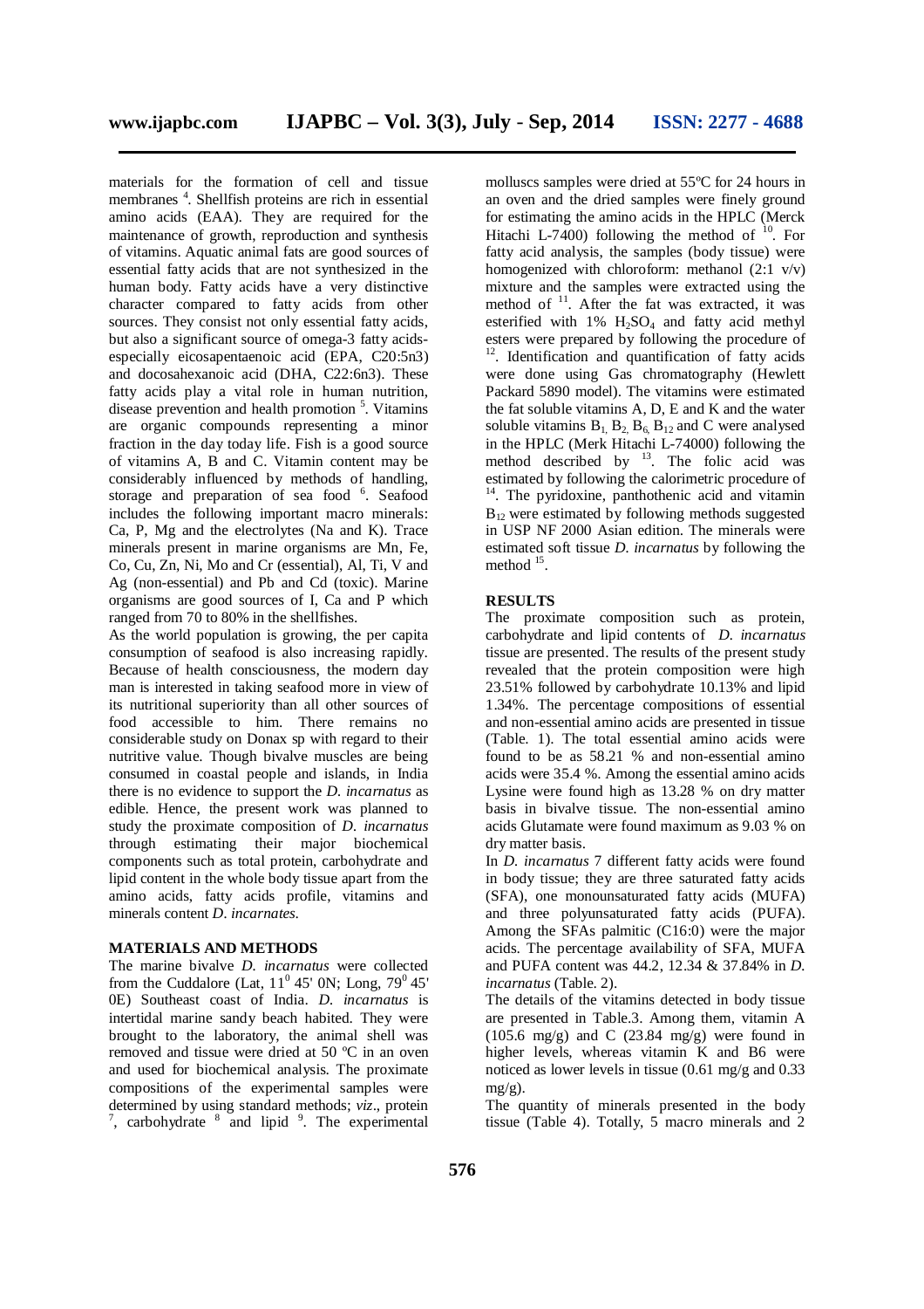materials for the formation of cell and tissue membranes [4]. Shellfish proteins are rich in essential amino acids (EAA). They are required for the maintenance of growth, reproduction and synthesis of vitamins. Aquatic animal fats are good sources of essential fatty acids that are not synthesized in the human body. Fatty acids have a very distinctive character compared to fatty acids from other sources. They consist not only essential fatty acids, but also a significant source of omega-3 fatty acids- especially eicosapentaenoic acid (EPA, C20:5n3) and docosahexanoic acid (DHA, C22:6n3). These fatty acids play a vital role in human nutrition, disease prevention and health promotion [5]. Vitamins are organic compounds representing a minor fraction in the day today life. Fish is a good source of vitamins A, B and C. Vitamin content may be considerably influenced by methods of handling, storage and preparation of sea food [6]. Seafood includes the following important macro minerals: Ca, P, Mg and the electrolytes (Na and K). Trace minerals present in marine organisms are Mn, Fe, Co, Cu, Zn, Ni, Mo and Cr (essential), Al, Ti, V and Ag (non-essential) and Pb and Cd (toxic). Marine organisms are good sources of I, Ca and P which ranged from 70 to 80% in the shellfishes.

As the world population is growing, the per capita consumption of seafood is also increasing rapidly. Because of health consciousness, the modern day man is interested in taking seafood more in view of its nutritional superiority than all other sources of food accessible to him. There remains no considerable study on Donax sp with regard to their nutritive value. Though bivalve muscles are being consumed in coastal people and islands, in India there is no evidence to support the *D. incarnatus* as edible. Hence, the present work was planned to study the proximate composition of *D. incarnatus* through estimating their major biochemical components such as total protein, carbohydrate and lipid content in the whole body tissue apart from the amino acids, fatty acids profile, vitamins and minerals content *D. incarnates.*

## MATERIALS AND METHODS

The marine bivalve *D. incarnatus* were collected from the Cuddalore (Lat, $11^0$ 45' 0N; Long, $79^0$ 45' 0E) Southeast coast of India. *D. incarnatus* is intertidal marine sandy beach habited. They were brought to the laboratory, the animal shell was removed and tissue were dried at 50 ºC in an oven and used for biochemical analysis. The proximate compositions of the experimental samples were determined by using standard methods; *viz*., protein [7], carbohydrate [8] and lipid [9]. The experimental molluscs samples were dried at 55ºC for 24 hours in an oven and the dried samples were finely ground for estimating the amino acids in the HPLC (Merck Hitachi L-7400) following the method of [10]. For fatty acid analysis, the samples (body tissue) were homogenized with chloroform: methanol (2:1 v/v) mixture and the samples were extracted using the method of [11]. After the fat was extracted, it was esterified with 1% $H_2SO_4$ and fatty acid methyl esters were prepared by following the procedure of [12]. Identification and quantification of fatty acids were done using Gas chromatography (Hewlett Packard 5890 model). The vitamins were estimated the fat soluble vitamins A, D, E and K and the water soluble vitamins $B_1$, $B_2$, $B_6$, $B_{12}$ and C were analysed in the HPLC (Merk Hitachi L-74000) following the method described by [13]. The folic acid was estimated by following the calorimetric procedure of [14]. The pyridoxine, panthothenic acid and vitamin $B_{12}$ were estimated by following methods suggested in USP NF 2000 Asian edition. The minerals were estimated soft tissue *D. incarnatus* by following the method [15].

## RESULTS

The proximate composition such as protein, carbohydrate and lipid contents of *D. incarnatus* tissue are presented. The results of the present study revealed that the protein composition were high 23.51% followed by carbohydrate 10.13% and lipid 1.34%. The percentage compositions of essential and non-essential amino acids are presented in tissue (Table. 1). The total essential amino acids were found to be as 58.21 % and non-essential amino acids were 35.4 %. Among the essential amino acids Lysine were found high as 13.28 % on dry matter basis in bivalve tissue. The non-essential amino acids Glutamate were found maximum as 9.03 % on dry matter basis.

In *D. incarnatus* 7 different fatty acids were found in body tissue; they are three saturated fatty acids (SFA), one monounsaturated fatty acids (MUFA) and three polyunsaturated fatty acids (PUFA). Among the SFAs palmitic (C16:0) were the major acids. The percentage availability of SFA, MUFA and PUFA content was 44.2, 12.34 & 37.84% in *D. incarnatus* (Table. 2).

The details of the vitamins detected in body tissue are presented in Table.3. Among them, vitamin A (105.6 mg/g) and C (23.84 mg/g) were found in higher levels, whereas vitamin K and B6 were noticed as lower levels in tissue (0.61 mg/g and 0.33 mg/g).

The quantity of minerals presented in the body tissue (Table 4). Totally, 5 macro minerals and 2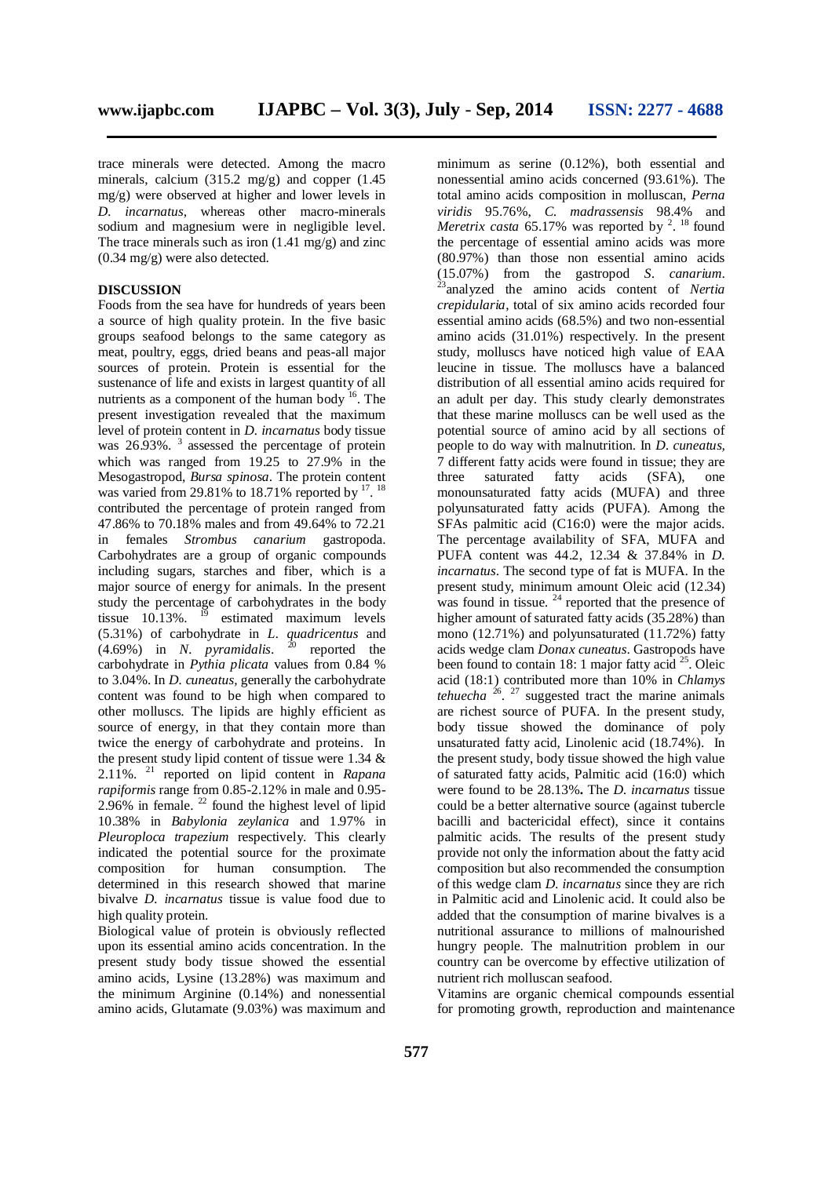trace minerals were detected. Among the macro minerals, calcium (315.2 mg/g) and copper (1.45 mg/g) were observed at higher and lower levels in *D. incarnatus*, whereas other macro-minerals sodium and magnesium were in negligible level. The trace minerals such as iron (1.41 mg/g) and zinc (0.34 mg/g) were also detected.

## DISCUSSION

Foods from the sea have for hundreds of years been a source of high quality protein. In the five basic groups seafood belongs to the same category as meat, poultry, eggs, dried beans and peas-all major sources of protein. Protein is essential for the sustenance of life and exists in largest quantity of all nutrients as a component of the human body [16]. The present investigation revealed that the maximum level of protein content in *D. incarnatus* body tissue was 26.93%. [3] assessed the percentage of protein which was ranged from 19.25 to 27.9% in the Mesogastropod, *Bursa spinosa*. The protein content was varied from 29.81% to 18.71% reported by [17]. [18] contributed the percentage of protein ranged from 47.86% to 70.18% males and from 49.64% to 72.21 in females *Strombus canarium* gastropoda. Carbohydrates are a group of organic compounds including sugars, starches and fiber, which is a major source of energy for animals. In the present study the percentage of carbohydrates in the body tissue 10.13%. [19] estimated maximum levels (5.31%) of carbohydrate in *L. quadricentus* and (4.69%) in *N. pyramidalis*. [20] reported the carbohydrate in *Pythia plicata* values from 0.84 % to 3.04%. In *D. cuneatus*, generally the carbohydrate content was found to be high when compared to other molluscs. The lipids are highly efficient as source of energy, in that they contain more than twice the energy of carbohydrate and proteins. In the present study lipid content of tissue were 1.34 & 2.11%. [21] reported on lipid content in *Rapana rapiformis* range from 0.85-2.12% in male and 0.95-2.96% in female. [22] found the highest level of lipid 10.38% in *Babylonia zeylanica* and 1.97% in *Pleuroploca trapezium* respectively. This clearly indicated the potential source for the proximate composition for human consumption. The determined in this research showed that marine bivalve *D. incarnatus* tissue is value food due to high quality protein.

Biological value of protein is obviously reflected upon its essential amino acids concentration. In the present study body tissue showed the essential amino acids, Lysine (13.28%) was maximum and the minimum Arginine (0.14%) and nonessential amino acids, Glutamate (9.03%) was maximum and minimum as serine (0.12%), both essential and nonessential amino acids concerned (93.61%). The total amino acids composition in molluscan, *Perna viridis* 95.76%, *C. madrassensis* 98.4% and *Meretrix casta* 65.17% was reported by [2]. [18] found the percentage of essential amino acids was more (80.97%) than those non essential amino acids (15.07%) from the gastropod *S. canarium*. [23]analyzed the amino acids content of *Nertia crepidularia*, total of six amino acids recorded four essential amino acids (68.5%) and two non-essential amino acids (31.01%) respectively. In the present study, molluscs have noticed high value of EAA leucine in tissue. The molluscs have a balanced distribution of all essential amino acids required for an adult per day. This study clearly demonstrates that these marine molluscs can be well used as the potential source of amino acid by all sections of people to do way with malnutrition. In *D. cuneatus*, 7 different fatty acids were found in tissue; they are three saturated fatty acids (SFA), one monounsaturated fatty acids (MUFA) and three polyunsaturated fatty acids (PUFA). Among the SFAs palmitic acid (C16:0) were the major acids. The percentage availability of SFA, MUFA and PUFA content was 44.2, 12.34 & 37.84% in *D. incarnatus*. The second type of fat is MUFA. In the present study, minimum amount Oleic acid (12.34) was found in tissue. [24] reported that the presence of higher amount of saturated fatty acids (35.28%) than mono (12.71%) and polyunsaturated (11.72%) fatty acids wedge clam *Donax cuneatus*. Gastropods have been found to contain 18: 1 major fatty acid [25]. Oleic acid (18:1) contributed more than 10% in *Chlamys tehuecha* [26]. [27] suggested tract the marine animals are richest source of PUFA. In the present study, body tissue showed the dominance of poly unsaturated fatty acid, Linolenic acid (18.74%). In the present study, body tissue showed the high value of saturated fatty acids, Palmitic acid (16:0) which were found to be 28.13%**.** The *D. incarnatus* tissue could be a better alternative source (against tubercle bacilli and bactericidal effect), since it contains palmitic acids. The results of the present study provide not only the information about the fatty acid composition but also recommended the consumption of this wedge clam *D. incarnatus* since they are rich in Palmitic acid and Linolenic acid. It could also be added that the consumption of marine bivalves is a nutritional assurance to millions of malnourished hungry people. The malnutrition problem in our country can be overcome by effective utilization of nutrient rich molluscan seafood.

Vitamins are organic chemical compounds essential for promoting growth, reproduction and maintenance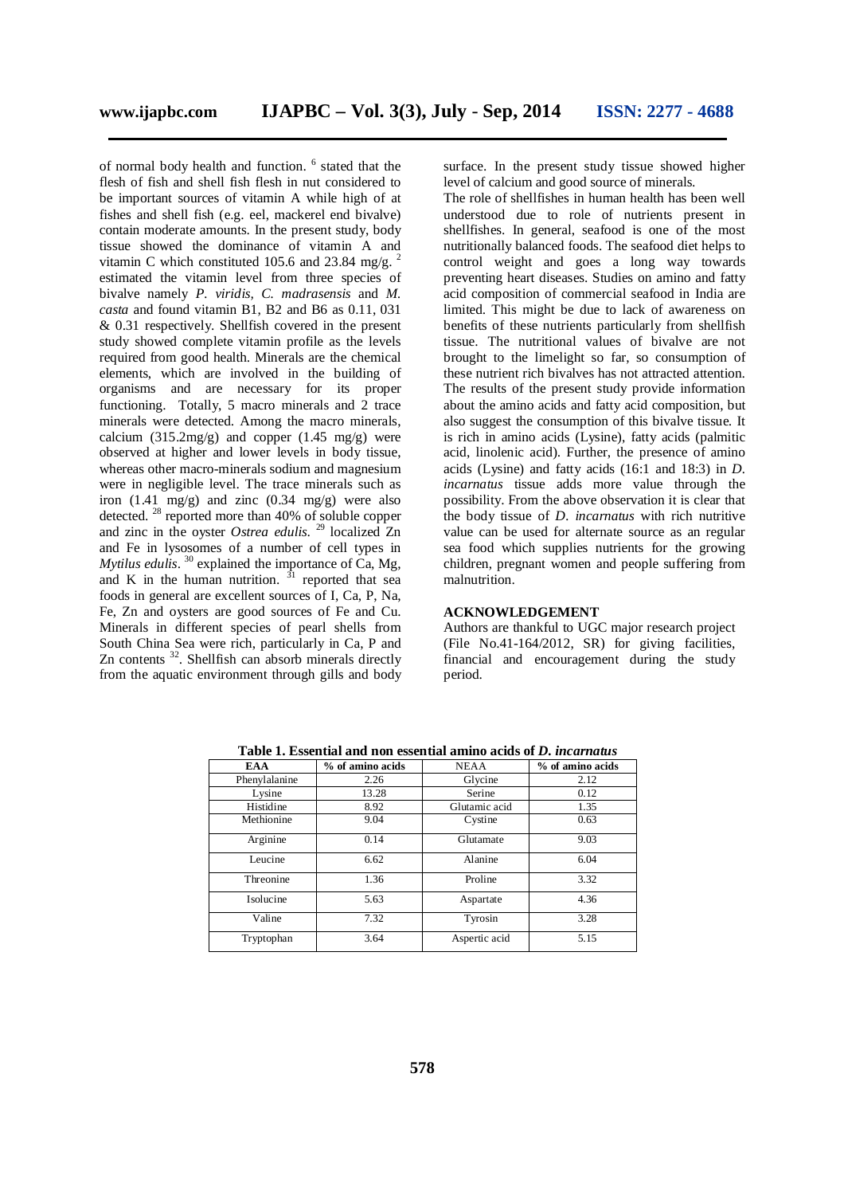of normal body health and function. [6] stated that the flesh of fish and shell fish flesh in nut considered to be important sources of vitamin A while high of at fishes and shell fish (e.g. eel, mackerel end bivalve) contain moderate amounts. In the present study, body tissue showed the dominance of vitamin A and vitamin C which constituted 105.6 and 23.84 mg/g. [2] estimated the vitamin level from three species of bivalve namely *P. viridis, C. madrasensis* and *M. casta* and found vitamin B1, B2 and B6 as 0.11, 031 & 0.31 respectively. Shellfish covered in the present study showed complete vitamin profile as the levels required from good health. Minerals are the chemical elements, which are involved in the building of organisms and are necessary for its proper functioning. Totally, 5 macro minerals and 2 trace minerals were detected. Among the macro minerals, calcium (315.2mg/g) and copper (1.45 mg/g) were observed at higher and lower levels in body tissue, whereas other macro-minerals sodium and magnesium were in negligible level. The trace minerals such as iron (1.41 mg/g) and zinc (0.34 mg/g) were also detected. [28] reported more than 40% of soluble copper and zinc in the oyster *Ostrea edulis*. [29] localized Zn and Fe in lysosomes of a number of cell types in *Mytilus edulis*. [30] explained the importance of Ca, Mg, and K in the human nutrition. [31] reported that sea foods in general are excellent sources of I, Ca, P, Na, Fe, Zn and oysters are good sources of Fe and Cu. Minerals in different species of pearl shells from South China Sea were rich, particularly in Ca, P and Zn contents [32]. Shellfish can absorb minerals directly from the aquatic environment through gills and body surface. In the present study tissue showed higher level of calcium and good source of minerals.

The role of shellfishes in human health has been well understood due to role of nutrients present in shellfishes. In general, seafood is one of the most nutritionally balanced foods. The seafood diet helps to control weight and goes a long way towards preventing heart diseases. Studies on amino and fatty acid composition of commercial seafood in India are limited. This might be due to lack of awareness on benefits of these nutrients particularly from shellfish tissue. The nutritional values of bivalve are not brought to the limelight so far, so consumption of these nutrient rich bivalves has not attracted attention. The results of the present study provide information about the amino acids and fatty acid composition, but also suggest the consumption of this bivalve tissue. It is rich in amino acids (Lysine), fatty acids (palmitic acid, linolenic acid). Further, the presence of amino acids (Lysine) and fatty acids (16:1 and 18:3) in *D. incarnatus* tissue adds more value through the possibility. From the above observation it is clear that the body tissue of *D. incarnatus* with rich nutritive value can be used for alternate source as an regular sea food which supplies nutrients for the growing children, pregnant women and people suffering from malnutrition.

## ACKNOWLEDGEMENT

Authors are thankful to UGC major research project (File No.41-164/2012, SR) for giving facilities, financial and encouragement during the study period.

**Table 1. Essential and non essential amino acids of *D. incarnatus***

| EAA | % of amino acids | NEAA | % of amino acids |
|---|---|---|---|
| Phenylalanine | 2.26 | Glycine | 2.12 |
| Lysine | 13.28 | Serine | 0.12 |
| Histidine | 8.92 | Glutamic acid | 1.35 |
| Methionine | 9.04 | Cystine | 0.63 |
| Arginine | 0.14 | Glutamate | 9.03 |
| Leucine | 6.62 | Alanine | 6.04 |
| Threonine | 1.36 | Proline | 3.32 |
| Isolucine | 5.63 | Aspartate | 4.36 |
| Valine | 7.32 | Tyrosin | 3.28 |
| Tryptophan | 3.64 | Aspertic acid | 5.15 |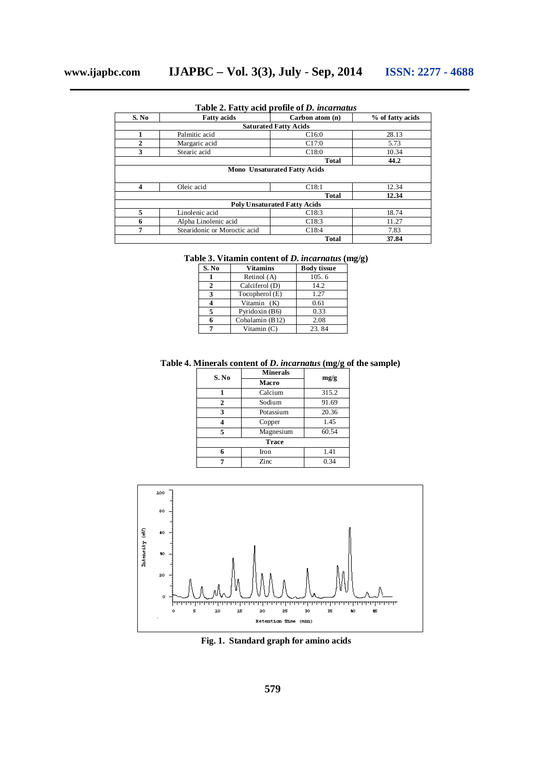**Table 2. Fatty acid profile of *D. incarnatus***

| S. No | Fatty acids | Carbon atom (n) | % of fatty acids |
|---|---|---|---|
| **Saturated Fatty Acids** | | | |
| 1 | Palmitic acid | C16:0 | 28.13 |
| 2 | Margaric acid | C17:0 | 5.73 |
| 3 | Stearic acid | C18:0 | 10.34 |
| | | **Total** | **44.2** |
| **Mono Unsaturated Fatty Acids** | | | |
| 4 | Oleic acid | C18:1 | 12.34 |
| | | **Total** | **12.34** |
| **Poly Unsaturated Fatty Acids** | | | |
| 5 | Linolenic acid | C18:3 | 18.74 |
| 6 | Alpha Linolenic acid | C18:3 | 11.27 |
| 7 | Stearidonic or Moroctic acid | C18:4 | 7.83 |
| | | **Total** | **37.84** |

**Table 3. Vitamin content of *D. incarnatus* (mg/g)**

| S. No | Vitamins | Body tissue |
|---|---|---|
| 1 | Retinol (A) | 105. 6 |
| 2 | Calciferol (D) | 14.2 |
| 3 | Tocopherol (E) | 1.27 |
| 4 | Vitamin (K) | 0.61 |
| 5 | Pyridoxin (B6) | 0.33 |
| 6 | Cobalamin (B12) | 2.08 |
| 7 | Vitamin (C) | 23. 84 |

**Table 4. Minerals content of *D. incarnatus* (mg/g of the sample)**

| S. No | Minerals | mg/g |
|---|---|---|
| | **Macro** | |
| 1 | Calcium | 315.2 |
| 2 | Sodium | 91.69 |
| 3 | Potassium | 20.36 |
| 4 | Copper | 1.45 |
| 5 | Magnesium | 60.54 |
| **Trace** | | |
| 6 | Iron | 1.41 |
| 7 | Zinc | 0.34 |

**Fig. 1. Standard graph for amino acids**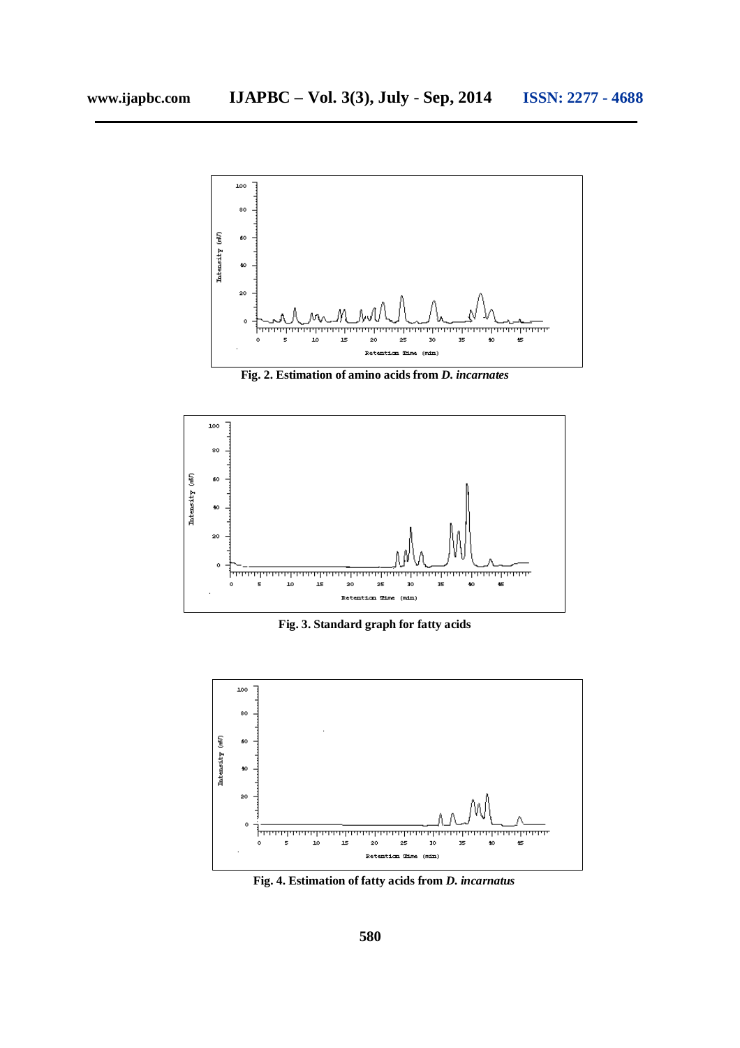Fig. 2. Estimation of amino acids from *D. incarnates*

Fig. 3. Standard graph for fatty acids

Fig. 4. Estimation of fatty acids from *D. incarnatus*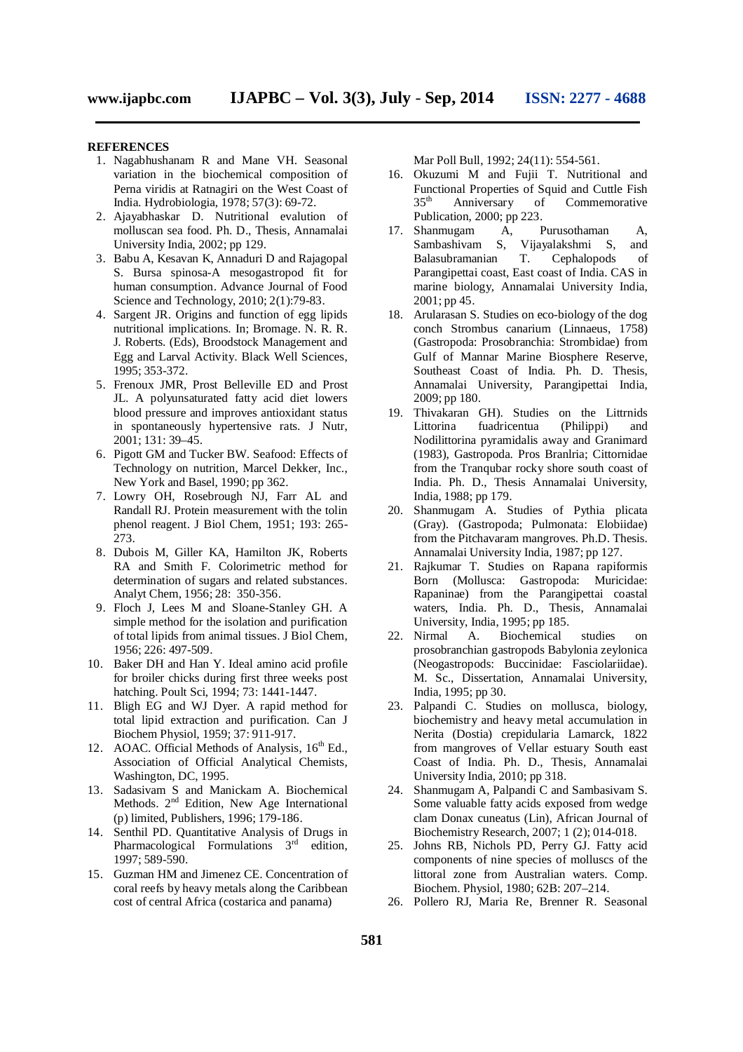**REFERENCES**

1. Nagabhushanam R and Mane VH. Seasonal variation in the biochemical composition of Perna viridis at Ratnagiri on the West Coast of India. Hydrobiologia, 1978; 57(3): 69-72.
2. Ajayabhaskar D. Nutritional evalution of molluscan sea food. Ph. D., Thesis, Annamalai University India, 2002; pp 129.
3. Babu A, Kesavan K, Annaduri D and Rajagopal S. Bursa spinosa-A mesogastropod fit for human consumption. Advance Journal of Food Science and Technology, 2010; 2(1):79-83.
4. Sargent JR. Origins and function of egg lipids nutritional implications. In; Bromage. N. R. R. J. Roberts. (Eds), Broodstock Management and Egg and Larval Activity. Black Well Sciences, 1995; 353-372.
5. Frenoux JMR, Prost Belleville ED and Prost JL. A polyunsaturated fatty acid diet lowers blood pressure and improves antioxidant status in spontaneously hypertensive rats. J Nutr, 2001; 131: 39–45.
6. Pigott GM and Tucker BW. Seafood: Effects of Technology on nutrition, Marcel Dekker, Inc., New York and Basel, 1990; pp 362.
7. Lowry OH, Rosebrough NJ, Farr AL and Randall RJ. Protein measurement with the tolin phenol reagent. J Biol Chem, 1951; 193: 265-273.
8. Dubois M, Giller KA, Hamilton JK, Roberts RA and Smith F. Colorimetric method for determination of sugars and related substances. Analyt Chem, 1956; 28: 350-356.
9. Floch J, Lees M and Sloane-Stanley GH. A simple method for the isolation and purification of total lipids from animal tissues. J Biol Chem, 1956; 226: 497-509.
10. Baker DH and Han Y. Ideal amino acid profile for broiler chicks during first three weeks post hatching. Poult Sci, 1994; 73: 1441-1447.
11. Bligh EG and WJ Dyer. A rapid method for total lipid extraction and purification. Can J Biochem Physiol, 1959; 37: 911-917.
12. AOAC. Official Methods of Analysis, 16th Ed., Association of Official Analytical Chemists, Washington, DC, 1995.
13. Sadasivam S and Manickam A. Biochemical Methods. 2nd Edition, New Age International (p) limited, Publishers, 1996; 179-186.
14. Senthil PD. Quantitative Analysis of Drugs in Pharmacological Formulations 3rd edition, 1997; 589-590.
15. Guzman HM and Jimenez CE. Concentration of coral reefs by heavy metals along the Caribbean cost of central Africa (costarica and panama) Mar Poll Bull, 1992; 24(11): 554-561.
16. Okuzumi M and Fujii T. Nutritional and Functional Properties of Squid and Cuttle Fish 35th Anniversary of Commemorative Publication, 2000; pp 223.
17. Shanmugam A, Purusothaman A, Sambashivam S, Vijayalakshmi S, and Balasubramanian T. Cephalopods of Parangipettai coast, East coast of India. CAS in marine biology, Annamalai University India, 2001; pp 45.
18. Arularasan S. Studies on eco-biology of the dog conch Strombus canarium (Linnaeus, 1758) (Gastropoda: Prosobranchia: Strombidae) from Gulf of Mannar Marine Biosphere Reserve, Southeast Coast of India. Ph. D. Thesis, Annamalai University, Parangipettai India, 2009; pp 180.
19. Thivakaran GH). Studies on the Littrnids Littorina fuadricentua (Philippi) and Nodilittorina pyramidalis away and Granimard (1983), Gastropoda. Pros Branlria; Cittornidae from the Tranqubar rocky shore south coast of India. Ph. D., Thesis Annamalai University, India, 1988; pp 179.
20. Shanmugam A. Studies of Pythia plicata (Gray). (Gastropoda; Pulmonata: Elobiidae) from the Pitchavaram mangroves. Ph.D. Thesis. Annamalai University India, 1987; pp 127.
21. Rajkumar T. Studies on Rapana rapiformis Born (Mollusca: Gastropoda: Muricidae: Rapaninae) from the Parangipettai coastal waters, India. Ph. D., Thesis, Annamalai University, India, 1995; pp 185.
22. Nirmal A. Biochemical studies on prosobranchian gastropods Babylonia zeylonica (Neogastropods: Buccinidae: Fasciolariidae). M. Sc., Dissertation, Annamalai University, India, 1995; pp 30.
23. Palpandi C. Studies on mollusca, biology, biochemistry and heavy metal accumulation in Nerita (Dostia) crepidularia Lamarck, 1822 from mangroves of Vellar estuary South east Coast of India. Ph. D., Thesis, Annamalai University India, 2010; pp 318.
24. Shanmugam A, Palpandi C and Sambasivam S. Some valuable fatty acids exposed from wedge clam Donax cuneatus (Lin), African Journal of Biochemistry Research, 2007; 1 (2); 014-018.
25. Johns RB, Nichols PD, Perry GJ. Fatty acid components of nine species of molluscs of the littoral zone from Australian waters. Comp. Biochem. Physiol, 1980; 62B: 207–214.
26. Pollero RJ, Maria Re, Brenner R. Seasonal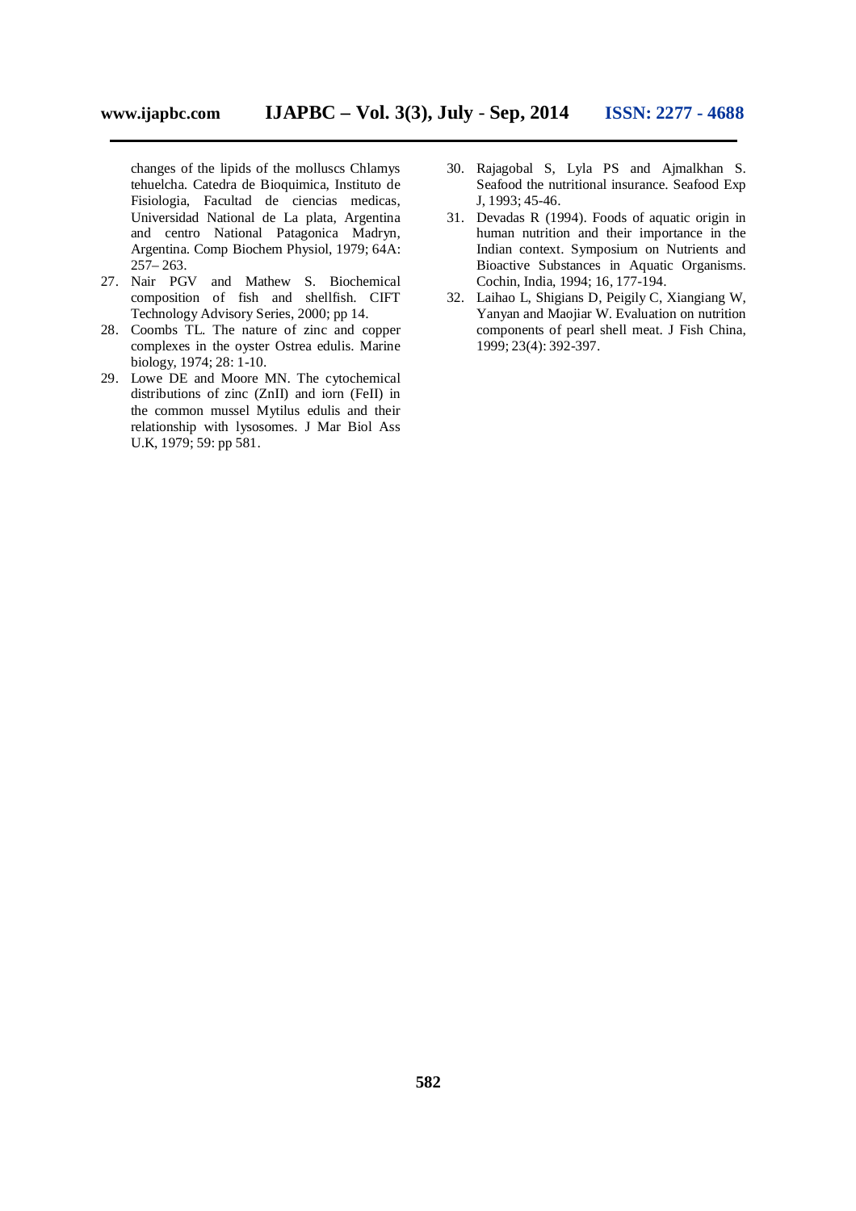changes of the lipids of the molluscs Chlamys tehuelcha. Catedra de Bioquimica, Instituto de Fisiologia, Facultad de ciencias medicas, Universidad National de La plata, Argentina and centro National Patagonica Madryn, Argentina. Comp Biochem Physiol, 1979; 64A: 257– 263.

27. Nair PGV and Mathew S. Biochemical composition of fish and shellfish. CIFT Technology Advisory Series, 2000; pp 14.
28. Coombs TL. The nature of zinc and copper complexes in the oyster Ostrea edulis. Marine biology, 1974; 28: 1-10.
29. Lowe DE and Moore MN. The cytochemical distributions of zinc (ZnII) and iorn (FeII) in the common mussel Mytilus edulis and their relationship with lysosomes. J Mar Biol Ass U.K, 1979; 59: pp 581.
30. Rajagobal S, Lyla PS and Ajmalkhan S. Seafood the nutritional insurance. Seafood Exp J, 1993; 45-46.
31. Devadas R (1994). Foods of aquatic origin in human nutrition and their importance in the Indian context. Symposium on Nutrients and Bioactive Substances in Aquatic Organisms. Cochin, India, 1994; 16, 177-194.
32. Laihao L, Shigians D, Peigily C, Xiangiang W, Yanyan and Maojiar W. Evaluation on nutrition components of pearl shell meat. J Fish China, 1999; 23(4): 392-397.